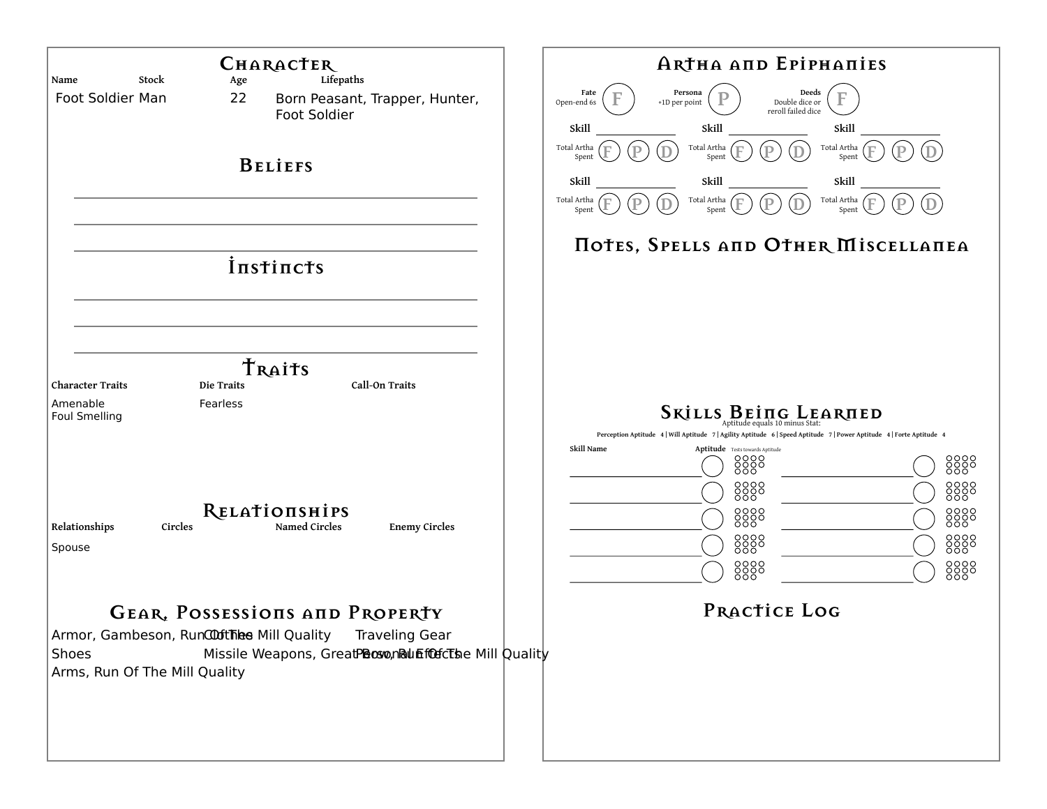## Character

| Name | Stock | Age | Lifepaths |
| --- | --- | --- | --- |
| Foot Soldier | Man | 22 | Born Peasant, Trapper, Hunter, Foot Soldier |

## Beliefs

## Instincts

## Traits

| Character Traits | Die Traits | Call-On Traits |
| --- | --- | --- |
| Amenable<br>Foul Smelling | Fearless | |

## Relationships

| Relationships | Circles | Named Circles | Enemy Circles |
| --- | --- | --- | --- |
| Spouse | | | |

## Gear, Possessions and Property

| | | |
| --- | --- | --- |
| Armor, Gambeson, Run Of The Mill Quality | Clothes | Traveling Gear |
| Shoes | Missile Weapons, Great Bow, Run Of The Mill Quality | Personal Effects |
| Arms, Run Of The Mill Quality | | |

## Artha and Epiphanies

**Fate** Open-end 6s F | **Persona** +1D per point P | **Deeds** Double dice or reroll failed dice F

| Skill | Total Artha Spent | Skill | Total Artha Spent | Skill | Total Artha Spent |
| --- | --- | --- | --- | --- | --- |
| | F P D | | F P D | | F P D |
| | F P D | | F P D | | F P D |

## Notes, Spells and Other Miscellanea

## Skills Being Learned

Aptitude equals 10 minus Stat:

Perception Aptitude 4 | Will Aptitude 7 | Agility Aptitude 6 | Speed Aptitude 7 | Power Aptitude 4 | Forte Aptitude 4

| Skill Name | Aptitude | Tests towards Aptitude | Skill Name | Aptitude | Tests towards Aptitude |
| --- | --- | --- | --- | --- | --- |
| | | | | | |
| | | | | | |
| | | | | | |
| | | | | | |
| | | | | | |

## Practice Log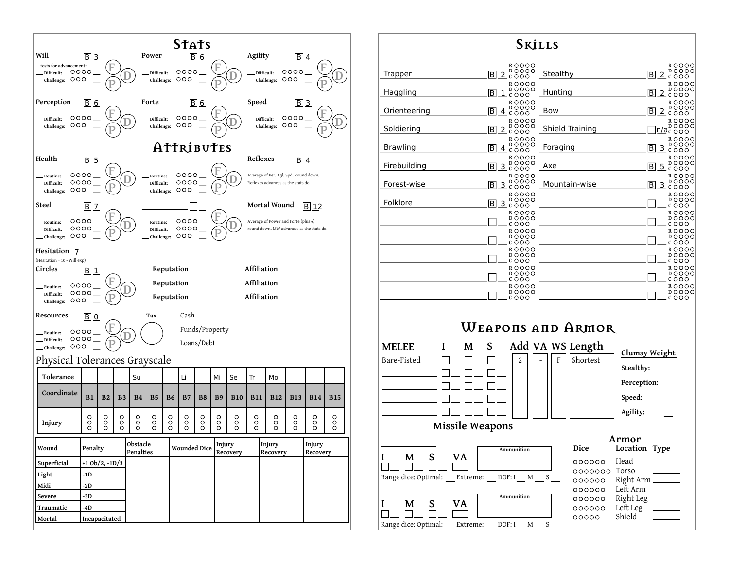# Stats

**Will** B 3
tests for advancement:
___ Difficult: ○○○○ ___
___ Challenge: ○○○ ___
F D P

**Power** B 6
___ Difficult: ○○○○ ___
___ Challenge: ○○○ ___
F D P

**Agility** B 4
___ Difficult: ○○○○ ___
___ Challenge: ○○○ ___
F D P

**Perception** B 6
___ Difficult: ○○○○ ___
___ Challenge: ○○○ ___
F D P

**Forte** B 6
___ Difficult: ○○○○ ___
___ Challenge: ○○○ ___
F D P

**Speed** B 3
___ Difficult: ○○○○ ___
___ Challenge: ○○○ ___
F D P

# Attributes

**Health** B 5
___ Routine: ○○○○ ___
___ Difficult: ○○○○ ___
___ Challenge: ○○○ ___
F D P

_______________ ☐ ___
___ Routine: ○○○○ ___
___ Difficult: ○○○○ ___
___ Challenge: ○○○ ___
F D P

**Reflexes** B 4
Average of Per, Agl, Spd. Round down. Reflexes advances as the stats do.

**Steel** B 7
___ Routine: ○○○○ ___
___ Difficult: ○○○○ ___
___ Challenge: ○○○ ___
F D P

_______________ ☐ ___
___ Routine: ○○○○ ___
___ Difficult: ○○○○ ___
___ Challenge: ○○○ ___
F D P

**Mortal Wound** B 12
Average of Power and Forte (plus 6) round down. MW advances as the stats do.

**Hesitation** 7
(Hesitation = 10 - Will exp)

**Circles** B 1
___ Routine: ○○○○ ___
___ Difficult: ○○○○ ___
___ Challenge: ○○○ ___
F D P

**Reputation** | **Affiliation**
**Reputation** | **Affiliation**
**Reputation** | **Affiliation**

**Resources** B 0
___ Routine: ○○○○ ___
___ Difficult: ○○○○ ___
___ Challenge: ○○○ ___
F D P

**Tax** ○

Cash
Funds/Property
Loans/Debt

## Physical Tolerances Grayscale

| Tolerance | | | | Su | | | Li | | Mi | Se | Tr | Mo | | | |
|---|---|---|---|---|---|---|---|---|---|---|---|---|---|---|---|
| **Coordinate** | B1 | B2 | B3 | B4 | B5 | B6 | B7 | B8 | B9 | B10 | B11 | B12 | B13 | B14 | B15 |
| **Injury** | ○○○ | ○○○ | ○○○ | ○○○ | ○○○ | ○○○ | ○○○ | ○○○ | ○○○ | ○○○ | ○○○ | ○○○ | ○○○ | ○○○ | ○○○ |

| Wound | Penalty | Obstacle Penalties | Wounded Dice | Injury Recovery | Injury Recovery | Injury Recovery |
|---|---|---|---|---|---|---|
| Superficial | +1 Ob/2, -1D/3 | | | | | |
| Light | -1D | | | | | |
| Midi | -2D | | | | | |
| Severe | -3D | | | | | |
| Traumatic | -4D | | | | | |
| Mortal | Incapacitated | | | | | |

# Skills

| Skill | Exp | Tests | Skill | Exp | Tests |
|---|---|---|---|---|---|
| Trapper | B 2 | R ○○○○ D ○○○○ C ○○○ | Stealthy | B 2 | R ○○○○ D ○○○○ C ○○○ |
| Haggling | B 1 | R ○○○○ D ○○○○ C ○○○ | Hunting | B 2 | R ○○○○ D ○○○○ C ○○○ |
| Orienteering | B 4 | R ○○○○ D ○○○○ C ○○○ | Bow | B 2 | R ○○○○ D ○○○○ C ○○○ |
| Soldiering | B 2 | R ○○○○ D ○○○○ C ○○○ | Shield Training | ☐ n/a | R ○○○○ D ○○○○ C ○○○ |
| Brawling | B 4 | R ○○○○ D ○○○○ C ○○○ | Foraging | B 3 | R ○○○○ D ○○○○ C ○○○ |
| Firebuilding | B 3 | R ○○○○ D ○○○○ C ○○○ | Axe | B 5 | R ○○○○ D ○○○○ C ○○○ |
| Forest-wise | B 3 | R ○○○○ D ○○○○ C ○○○ | Mountain-wise | B 3 | R ○○○○ D ○○○○ C ○○○ |
| Folklore | B 3 | R ○○○○ D ○○○○ C ○○○ | | ☐ | R ○○○○ D ○○○○ C ○○○ |
| | ☐ | R ○○○○ D ○○○○ C ○○○ | | ☐ | R ○○○○ D ○○○○ C ○○○ |
| | ☐ | R ○○○○ D ○○○○ C ○○○ | | ☐ | R ○○○○ D ○○○○ C ○○○ |
| | ☐ | R ○○○○ D ○○○○ C ○○○ | | ☐ | R ○○○○ D ○○○○ C ○○○ |
| | ☐ | R ○○○○ D ○○○○ C ○○○ | | ☐ | R ○○○○ D ○○○○ C ○○○ |
| | ☐ | R ○○○○ D ○○○○ C ○○○ | | ☐ | R ○○○○ D ○○○○ C ○○○ |

# Weapons and Armor

| MELEE | I | M | S | Add | VA | WS | Length |
|---|---|---|---|---|---|---|---|
| Bare-Fisted | ☐ ___ | ☐ ___ | ☐ ___ | 2 | - | F | Shortest |
| | ☐ ___ | ☐ ___ | ☐ ___ | | | | |
| | ☐ ___ | ☐ ___ | ☐ ___ | | | | |
| | ☐ ___ | ☐ ___ | ☐ ___ | | | | |
| | ☐ ___ | ☐ ___ | ☐ ___ | | | | |

**Clumsy Weight**
Stealthy: ___
Perception: ___
Speed: ___
Agility: ___

## Missile Weapons

_______________
I ☐ ___ M ☐ ___ S ☐ ___ VA ☐
Ammunition
Range dice: Optimal: ___ Extreme: ___ DOF: I ___ M ___ S ___

_______________
I ☐ ___ M ☐ ___ S ☐ ___ VA ☐
Ammunition
Range dice: Optimal: ___ Extreme: ___ DOF: I ___ M ___ S ___

## Armor

| Dice | Location | Type |
|---|---|---|
| ○○○○○○ | Head | ___ |
| ○○○○○○○ | Torso | ___ |
| ○○○○○○ | Right Arm | ___ |
| ○○○○○○ | Left Arm | ___ |
| ○○○○○○ | Right Leg | ___ |
| ○○○○○○ | Left Leg | ___ |
| ○○○○○ | Shield | ___ |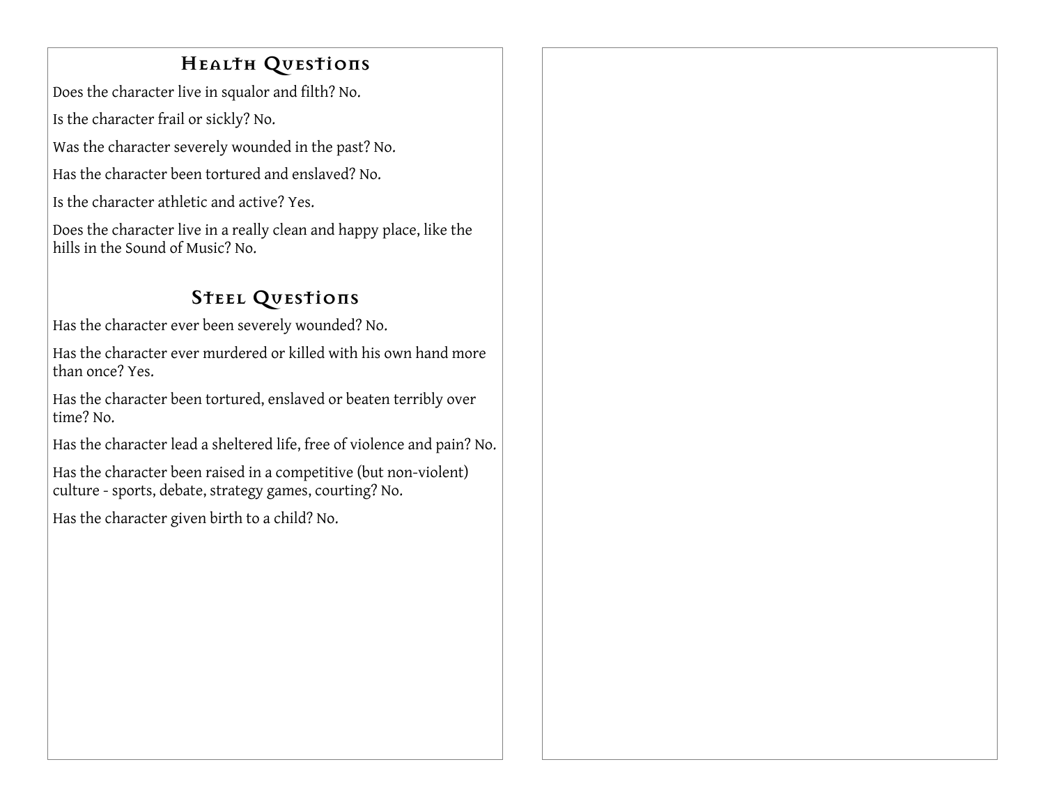## Health Questions

Does the character live in squalor and filth? No.

Is the character frail or sickly? No.

Was the character severely wounded in the past? No.

Has the character been tortured and enslaved? No.

Is the character athletic and active? Yes.

Does the character live in a really clean and happy place, like the hills in the Sound of Music? No.

## Steel Questions

Has the character ever been severely wounded? No.

Has the character ever murdered or killed with his own hand more than once? Yes.

Has the character been tortured, enslaved or beaten terribly over time? No.

Has the character lead a sheltered life, free of violence and pain? No.

Has the character been raised in a competitive (but non-violent) culture - sports, debate, strategy games, courting? No.

Has the character given birth to a child? No.